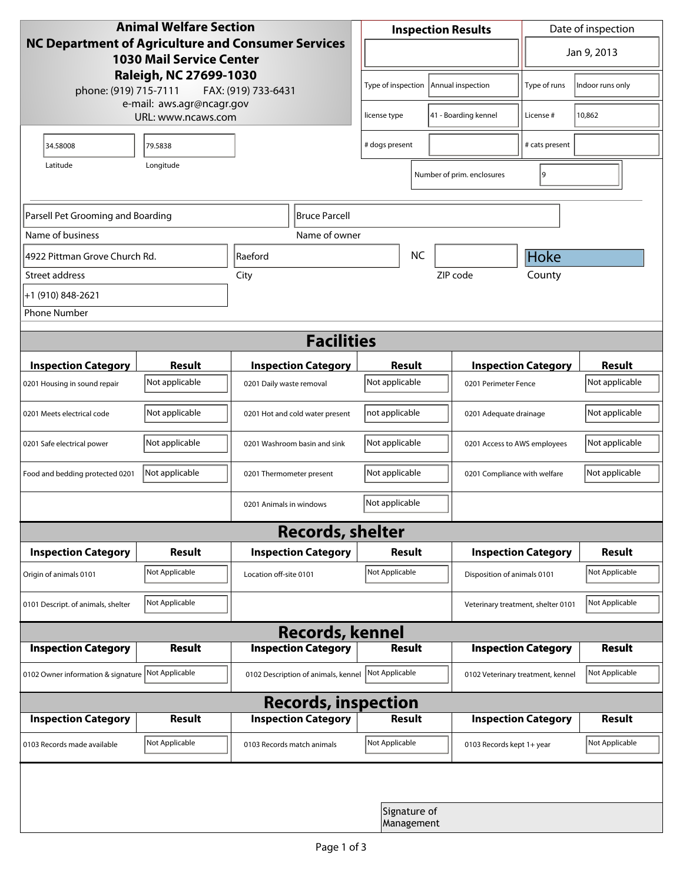**Animal Welfare Section**
**NC Department of Agriculture and Consumer Services**
**1030 Mail Service Center**
**Raleigh, NC 27699-1030**

phone: (919) 715-7111 FAX: (919) 733-6431
e-mail: aws.agr@ncagr.gov
URL: www.ncaws.com

| | | | |
|---|---|---|---|
| **Inspection Results** | | Date of inspection | Jan 9, 2013 |
| Type of inspection | Annual inspection | Type of runs | Indoor runs only |
| license type | 41 - Boarding kennel | License # | 10,862 |
| # dogs present | | # cats present | |
| Number of prim. enclosures | 9 | | |

| Latitude | Longitude |
|---|---|
| 34.58008 | 79.5838 |

| | |
|---|---|
| Name of business | Parsell Pet Grooming and Boarding |
| Name of owner | Bruce Parcell |
| Street address | 4922 Pittman Grove Church Rd. |
| City | Raeford |
| State | NC |
| ZIP code | |
| County | Hoke |
| Phone Number | +1 (910) 848-2621 |

## Facilities

| Inspection Category | Result | Inspection Category | Result | Inspection Category | Result |
|---|---|---|---|---|---|
| 0201 Housing in sound repair | Not applicable | 0201 Daily waste removal | Not applicable | 0201 Perimeter Fence | Not applicable |
| 0201 Meets electrical code | Not applicable | 0201 Hot and cold water present | not applicable | 0201 Adequate drainage | Not applicable |
| 0201 Safe electrical power | Not applicable | 0201 Washroom basin and sink | Not applicable | 0201 Access to AWS employees | Not applicable |
| Food and bedding protected 0201 | Not applicable | 0201 Thermometer present | Not applicable | 0201 Compliance with welfare | Not applicable |
| | | 0201 Animals in windows | Not applicable | | |

## Records, shelter

| Inspection Category | Result | Inspection Category | Result | Inspection Category | Result |
|---|---|---|---|---|---|
| Origin of animals 0101 | Not Applicable | Location off-site 0101 | Not Applicable | Disposition of animals 0101 | Not Applicable |
| 0101 Descript. of animals, shelter | Not Applicable | | | Veterinary treatment, shelter 0101 | Not Applicable |

## Records, kennel

| Inspection Category | Result | Inspection Category | Result | Inspection Category | Result |
|---|---|---|---|---|---|
| 0102 Owner information & signature | Not Applicable | 0102 Description of animals, kennel | Not Applicable | 0102 Veterinary treatment, kennel | Not Applicable |

## Records, inspection

| Inspection Category | Result | Inspection Category | Result | Inspection Category | Result |
|---|---|---|---|---|---|
| 0103 Records made available | Not Applicable | 0103 Records match animals | Not Applicable | 0103 Records kept 1+ year | Not Applicable |

Signature of Management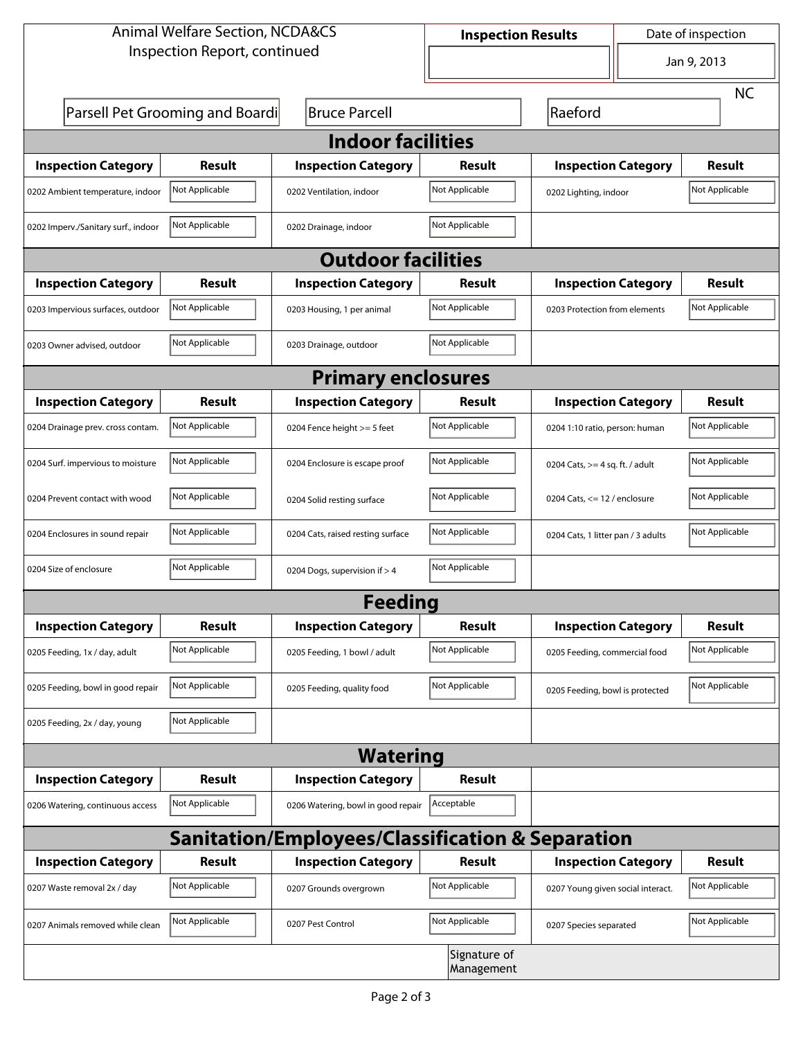Animal Welfare Section, NCDA&CS
Inspection Report, continued

| Inspection Results | Date of inspection |
| --- | --- |
| | Jan 9, 2013 |

| | | | |
| --- | --- | --- | --- |
| Parsell Pet Grooming and Boardi | Bruce Parcell | Raeford | NC |

## Indoor facilities

| Inspection Category | Result | Inspection Category | Result | Inspection Category | Result |
| --- | --- | --- | --- | --- | --- |
| 0202 Ambient temperature, indoor | Not Applicable | 0202 Ventilation, indoor | Not Applicable | 0202 Lighting, indoor | Not Applicable |
| 0202 Imperv./Sanitary surf., indoor | Not Applicable | 0202 Drainage, indoor | Not Applicable | | |

## Outdoor facilities

| Inspection Category | Result | Inspection Category | Result | Inspection Category | Result |
| --- | --- | --- | --- | --- | --- |
| 0203 Impervious surfaces, outdoor | Not Applicable | 0203 Housing, 1 per animal | Not Applicable | 0203 Protection from elements | Not Applicable |
| 0203 Owner advised, outdoor | Not Applicable | 0203 Drainage, outdoor | Not Applicable | | |

## Primary enclosures

| Inspection Category | Result | Inspection Category | Result | Inspection Category | Result |
| --- | --- | --- | --- | --- | --- |
| 0204 Drainage prev. cross contam. | Not Applicable | 0204 Fence height >= 5 feet | Not Applicable | 0204 1:10 ratio, person: human | Not Applicable |
| 0204 Surf. impervious to moisture | Not Applicable | 0204 Enclosure is escape proof | Not Applicable | 0204 Cats, >= 4 sq. ft. / adult | Not Applicable |
| 0204 Prevent contact with wood | Not Applicable | 0204 Solid resting surface | Not Applicable | 0204 Cats, <= 12 / enclosure | Not Applicable |
| 0204 Enclosures in sound repair | Not Applicable | 0204 Cats, raised resting surface | Not Applicable | 0204 Cats, 1 litter pan / 3 adults | Not Applicable |
| 0204 Size of enclosure | Not Applicable | 0204 Dogs, supervision if > 4 | Not Applicable | | |

## Feeding

| Inspection Category | Result | Inspection Category | Result | Inspection Category | Result |
| --- | --- | --- | --- | --- | --- |
| 0205 Feeding, 1x / day, adult | Not Applicable | 0205 Feeding, 1 bowl / adult | Not Applicable | 0205 Feeding, commercial food | Not Applicable |
| 0205 Feeding, bowl in good repair | Not Applicable | 0205 Feeding, quality food | Not Applicable | 0205 Feeding, bowl is protected | Not Applicable |
| 0205 Feeding, 2x / day, young | Not Applicable | | | | |

## Watering

| Inspection Category | Result | Inspection Category | Result |
| --- | --- | --- | --- |
| 0206 Watering, continuous access | Not Applicable | 0206 Watering, bowl in good repair | Acceptable |

## Sanitation/Employees/Classification & Separation

| Inspection Category | Result | Inspection Category | Result | Inspection Category | Result |
| --- | --- | --- | --- | --- | --- |
| 0207 Waste removal 2x / day | Not Applicable | 0207 Grounds overgrown | Not Applicable | 0207 Young given social interact. | Not Applicable |
| 0207 Animals removed while clean | Not Applicable | 0207 Pest Control | Not Applicable | 0207 Species separated | Not Applicable |

Signature of Management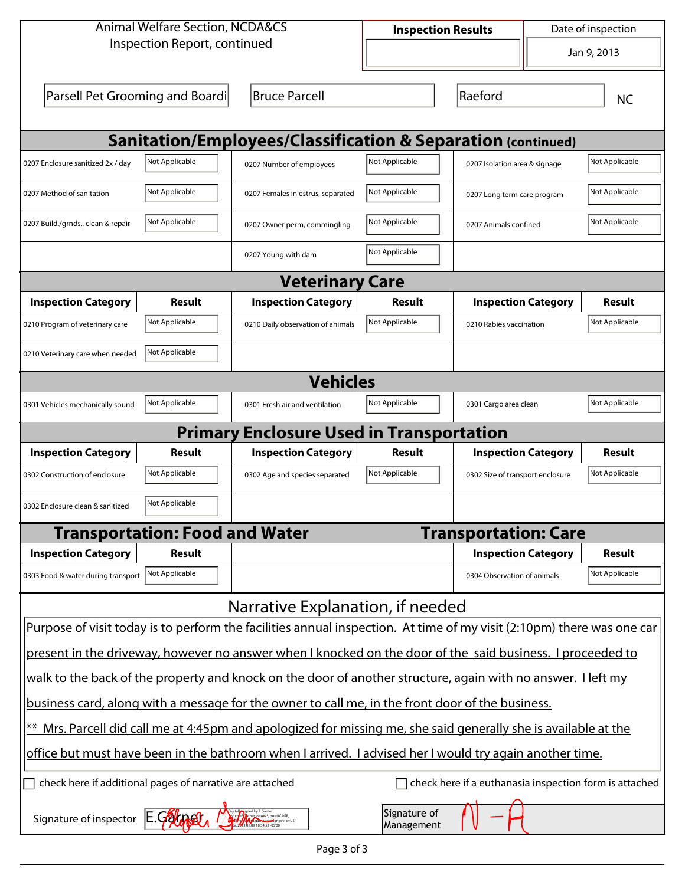Animal Welfare Section, NCDA&CS
Inspection Report, continued

| Inspection Results | Date of inspection |
|---|---|
| | Jan 9, 2013 |

| | | | |
|---|---|---|---|
| Parsell Pet Grooming and Boardi | Bruce Parcell | Raeford | NC |

## Sanitation/Employees/Classification & Separation (continued)

| | | | | | |
|---|---|---|---|---|---|
| 0207 Enclosure sanitized 2x / day | Not Applicable | 0207 Number of employees | Not Applicable | 0207 Isolation area & signage | Not Applicable |
| 0207 Method of sanitation | Not Applicable | 0207 Females in estrus, separated | Not Applicable | 0207 Long term care program | Not Applicable |
| 0207 Build./grnds., clean & repair | Not Applicable | 0207 Owner perm, commingling | Not Applicable | 0207 Animals confined | Not Applicable |
| | | 0207 Young with dam | Not Applicable | | |

## Veterinary Care

| Inspection Category | Result | Inspection Category | Result | Inspection Category | Result |
|---|---|---|---|---|---|
| 0210 Program of veterinary care | Not Applicable | 0210 Daily observation of animals | Not Applicable | 0210 Rabies vaccination | Not Applicable |
| 0210 Veterinary care when needed | Not Applicable | | | | |

## Vehicles

| | | | | | |
|---|---|---|---|---|---|
| 0301 Vehicles mechanically sound | Not Applicable | 0301 Fresh air and ventilation | Not Applicable | 0301 Cargo area clean | Not Applicable |

## Primary Enclosure Used in Transportation

| Inspection Category | Result | Inspection Category | Result | Inspection Category | Result |
|---|---|---|---|---|---|
| 0302 Construction of enclosure | Not Applicable | 0302 Age and species separated | Not Applicable | 0302 Size of transport enclosure | Not Applicable |
| 0302 Enclosure clean & sanitized | Not Applicable | | | | |

## Transportation: Food and Water

| Inspection Category | Result |
|---|---|
| 0303 Food & water during transport | Not Applicable |

## Transportation: Care

| Inspection Category | Result |
|---|---|
| 0304 Observation of animals | Not Applicable |

## Narrative Explanation, if needed

Purpose of visit today is to perform the facilities annual inspection. At time of my visit (2:10pm) there was one car present in the driveway, however no answer when I knocked on the door of the said business. I proceeded to walk to the back of the property and knock on the door of another structure, again with no answer. I left my business card, along with a message for the owner to call me, in the front door of the business.

** Mrs. Parcell did call me at 4:45pm and apologized for missing me, she said generally she is available at the office but must have been in the bathroom when I arrived. I advised her I would try again another time.

☐ check here if additional pages of narrative are attached

☐ check here if a euthanasia inspection form is attached

Signature of inspector: E.Garner

Signature of Management: N - A